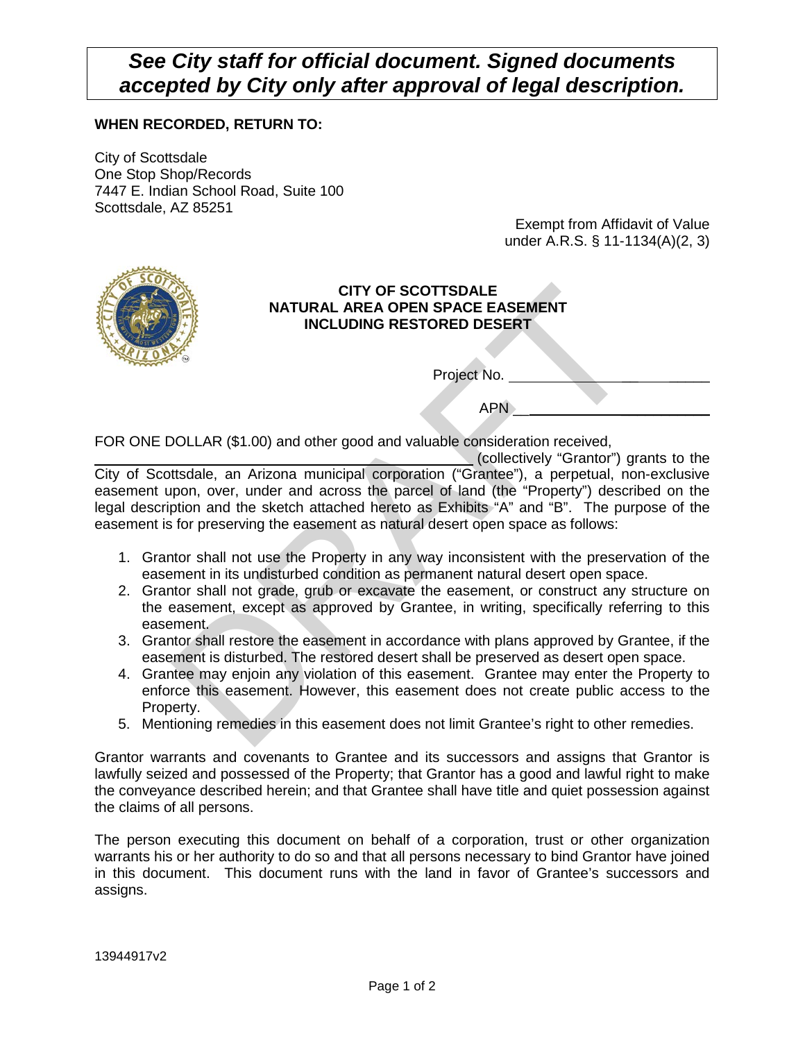***See City staff for official document. Signed documents accepted by City only after approval of legal description.***

**WHEN RECORDED, RETURN TO:**

City of Scottsdale
One Stop Shop/Records
7447 E. Indian School Road, Suite 100
Scottsdale, AZ 85251

Exempt from Affidavit of Value
under A.R.S. § 11-1134(A)(2, 3)

**CITY OF SCOTTSDALE**
**NATURAL AREA OPEN SPACE EASEMENT**
**INCLUDING RESTORED DESERT**

Project No. ______________________

APN ______________________

FOR ONE DOLLAR ($1.00) and other good and valuable consideration received, ______________________ (collectively "Grantor") grants to the City of Scottsdale, an Arizona municipal corporation ("Grantee"), a perpetual, non-exclusive easement upon, over, under and across the parcel of land (the "Property") described on the legal description and the sketch attached hereto as Exhibits "A" and "B". The purpose of the easement is for preserving the easement as natural desert open space as follows:

1. Grantor shall not use the Property in any way inconsistent with the preservation of the easement in its undisturbed condition as permanent natural desert open space.
2. Grantor shall not grade, grub or excavate the easement, or construct any structure on the easement, except as approved by Grantee, in writing, specifically referring to this easement.
3. Grantor shall restore the easement in accordance with plans approved by Grantee, if the easement is disturbed. The restored desert shall be preserved as desert open space.
4. Grantee may enjoin any violation of this easement. Grantee may enter the Property to enforce this easement. However, this easement does not create public access to the Property.
5. Mentioning remedies in this easement does not limit Grantee's right to other remedies.

Grantor warrants and covenants to Grantee and its successors and assigns that Grantor is lawfully seized and possessed of the Property; that Grantor has a good and lawful right to make the conveyance described herein; and that Grantee shall have title and quiet possession against the claims of all persons.

The person executing this document on behalf of a corporation, trust or other organization warrants his or her authority to do so and that all persons necessary to bind Grantor have joined in this document. This document runs with the land in favor of Grantee's successors and assigns.

13944917v2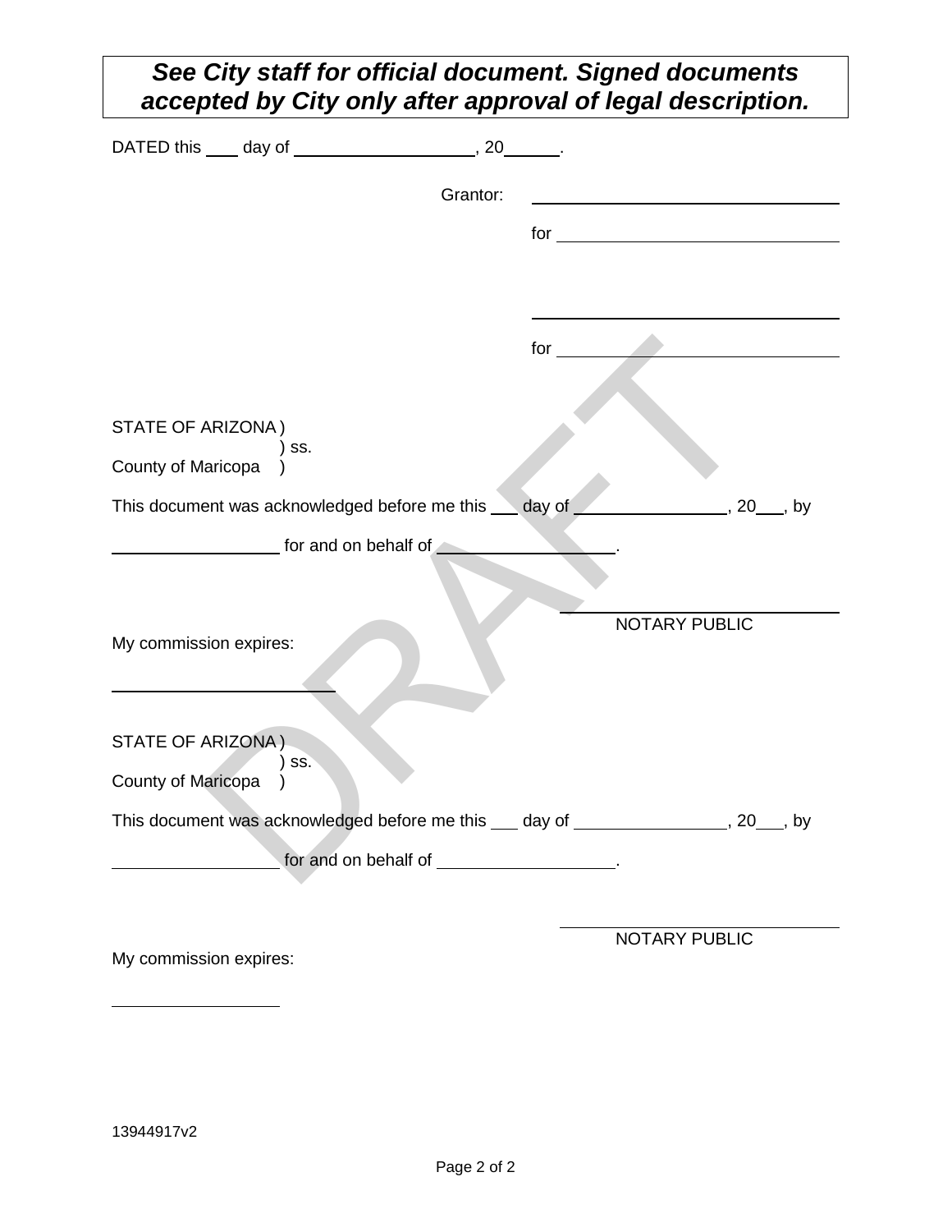***See City staff for official document. Signed documents accepted by City only after approval of legal description.***

DATED this ____ day of ____________________, 20______.

Grantor: ____________________________________

for ________________________________

____________________________________

for ________________________________

STATE OF ARIZONA )
) ss.
County of Maricopa )

This document was acknowledged before me this ___ day of _________________, 20___, by ___________________ for and on behalf of ____________________.

____________________________________
NOTARY PUBLIC

My commission expires:

________________________

STATE OF ARIZONA )
) ss.
County of Maricopa )

This document was acknowledged before me this ___ day of _________________, 20___, by ___________________ for and on behalf of ____________________.

____________________________________
NOTARY PUBLIC

My commission expires:

___________________

DRAFT

13944917v2